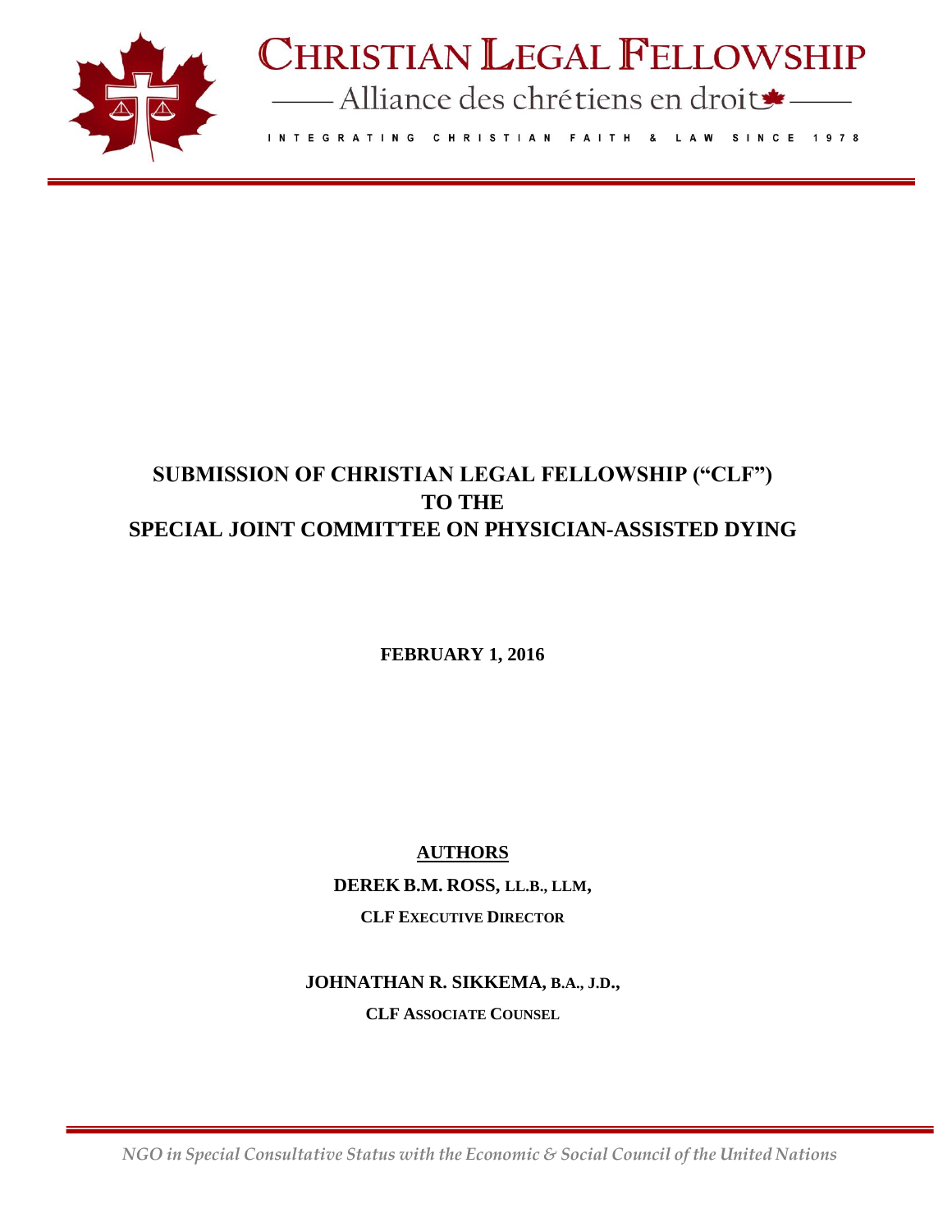# CHRISTIAN LEGAL FELLOWSHIP

Alliance des chrétiens en droit

INTEGRATING CHRISTIAN FAITH & LAW SINCE 1978

**SUBMISSION OF CHRISTIAN LEGAL FELLOWSHIP ("CLF") TO THE SPECIAL JOINT COMMITTEE ON PHYSICIAN-ASSISTED DYING**

**FEBRUARY 1, 2016**

**AUTHORS**

**DEREK B.M. ROSS, LL.B., LLM,**

**CLF EXECUTIVE DIRECTOR**

**JOHNATHAN R. SIKKEMA, B.A., J.D.,**

**CLF ASSOCIATE COUNSEL**

*NGO in Special Consultative Status with the Economic & Social Council of the United Nations*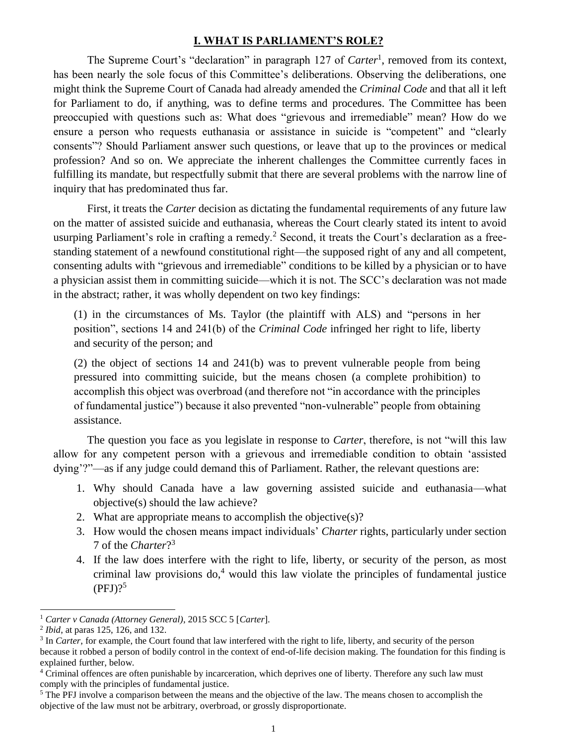## I. WHAT IS PARLIAMENT'S ROLE?

The Supreme Court's "declaration" in paragraph 127 of *Carter*[1], removed from its context, has been nearly the sole focus of this Committee's deliberations. Observing the deliberations, one might think the Supreme Court of Canada had already amended the *Criminal Code* and that all it left for Parliament to do, if anything, was to define terms and procedures. The Committee has been preoccupied with questions such as: What does "grievous and irremediable" mean? How do we ensure a person who requests euthanasia or assistance in suicide is "competent" and "clearly consents"? Should Parliament answer such questions, or leave that up to the provinces or medical profession? And so on. We appreciate the inherent challenges the Committee currently faces in fulfilling its mandate, but respectfully submit that there are several problems with the narrow line of inquiry that has predominated thus far.

First, it treats the *Carter* decision as dictating the fundamental requirements of any future law on the matter of assisted suicide and euthanasia, whereas the Court clearly stated its intent to avoid usurping Parliament's role in crafting a remedy.[2] Second, it treats the Court's declaration as a free-standing statement of a newfound constitutional right—the supposed right of any and all competent, consenting adults with "grievous and irremediable" conditions to be killed by a physician or to have a physician assist them in committing suicide—which it is not. The SCC's declaration was not made in the abstract; rather, it was wholly dependent on two key findings:

> (1) in the circumstances of Ms. Taylor (the plaintiff with ALS) and "persons in her position", sections 14 and 241(b) of the *Criminal Code* infringed her right to life, liberty and security of the person; and
>
> (2) the object of sections 14 and 241(b) was to prevent vulnerable people from being pressured into committing suicide, but the means chosen (a complete prohibition) to accomplish this object was overbroad (and therefore not "in accordance with the principles of fundamental justice") because it also prevented "non-vulnerable" people from obtaining assistance.

The question you face as you legislate in response to *Carter*, therefore, is not "will this law allow for any competent person with a grievous and irremediable condition to obtain 'assisted dying'?"—as if any judge could demand this of Parliament. Rather, the relevant questions are:

1. Why should Canada have a law governing assisted suicide and euthanasia—what objective(s) should the law achieve?
2. What are appropriate means to accomplish the objective(s)?
3. How would the chosen means impact individuals' *Charter* rights, particularly under section 7 of the *Charter*?[3]
4. If the law does interfere with the right to life, liberty, or security of the person, as most criminal law provisions do,[4] would this law violate the principles of fundamental justice (PFJ)?[5]

---

[1] *Carter v Canada (Attorney General)*, 2015 SCC 5 [*Carter*].

[2] *Ibid*, at paras 125, 126, and 132.

[3] In *Carter*, for example, the Court found that law interfered with the right to life, liberty, and security of the person because it robbed a person of bodily control in the context of end-of-life decision making. The foundation for this finding is explained further, below.

[4] Criminal offences are often punishable by incarceration, which deprives one of liberty. Therefore any such law must comply with the principles of fundamental justice.

[5] The PFJ involve a comparison between the means and the objective of the law. The means chosen to accomplish the objective of the law must not be arbitrary, overbroad, or grossly disproportionate.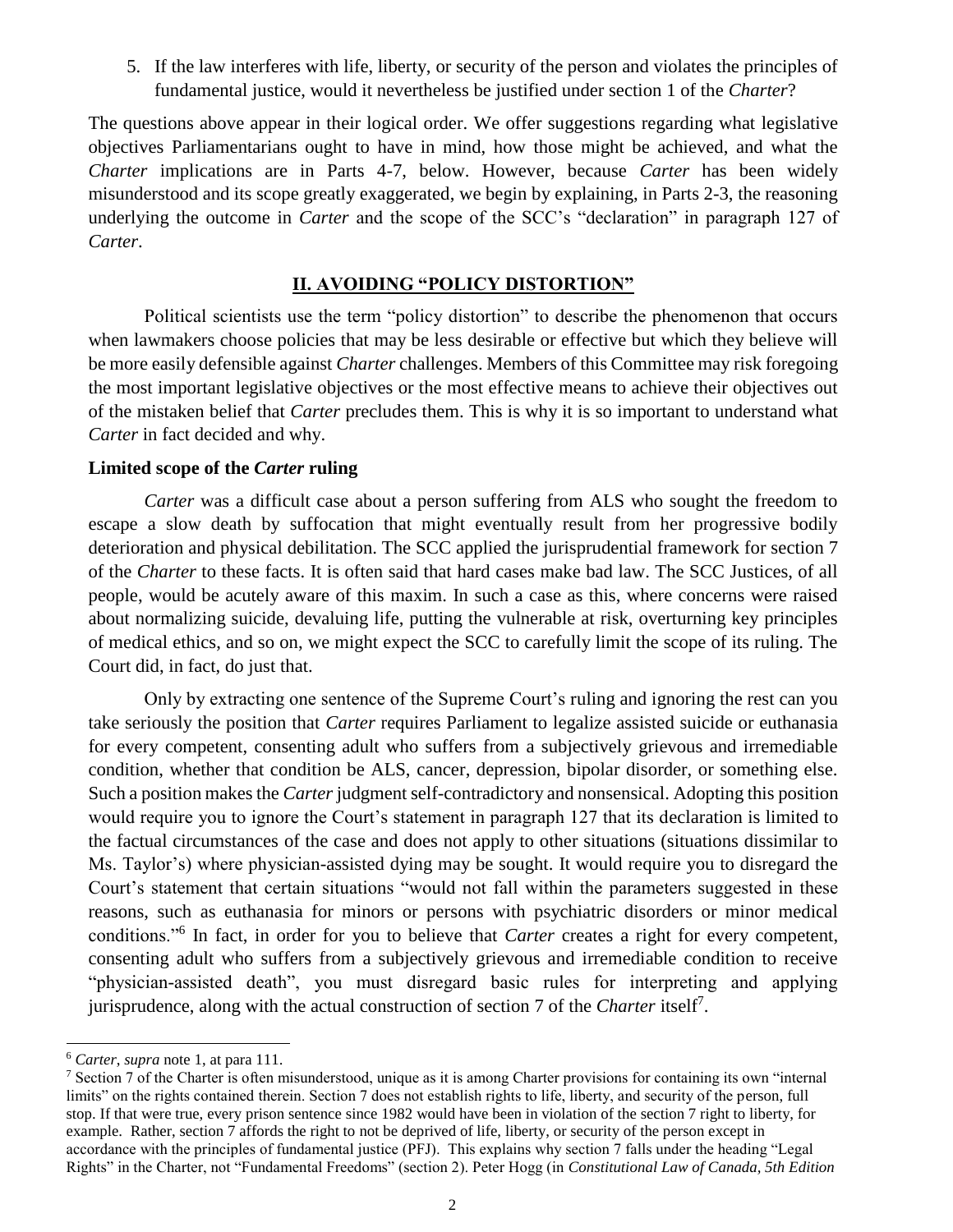5. If the law interferes with life, liberty, or security of the person and violates the principles of fundamental justice, would it nevertheless be justified under section 1 of the *Charter*?

The questions above appear in their logical order. We offer suggestions regarding what legislative objectives Parliamentarians ought to have in mind, how those might be achieved, and what the *Charter* implications are in Parts 4-7, below. However, because *Carter* has been widely misunderstood and its scope greatly exaggerated, we begin by explaining, in Parts 2-3, the reasoning underlying the outcome in *Carter* and the scope of the SCC's "declaration" in paragraph 127 of *Carter*.

## II. AVOIDING "POLICY DISTORTION"

Political scientists use the term "policy distortion" to describe the phenomenon that occurs when lawmakers choose policies that may be less desirable or effective but which they believe will be more easily defensible against *Charter* challenges. Members of this Committee may risk foregoing the most important legislative objectives or the most effective means to achieve their objectives out of the mistaken belief that *Carter* precludes them. This is why it is so important to understand what *Carter* in fact decided and why.

### Limited scope of the *Carter* ruling

*Carter* was a difficult case about a person suffering from ALS who sought the freedom to escape a slow death by suffocation that might eventually result from her progressive bodily deterioration and physical debilitation. The SCC applied the jurisprudential framework for section 7 of the *Charter* to these facts. It is often said that hard cases make bad law. The SCC Justices, of all people, would be acutely aware of this maxim. In such a case as this, where concerns were raised about normalizing suicide, devaluing life, putting the vulnerable at risk, overturning key principles of medical ethics, and so on, we might expect the SCC to carefully limit the scope of its ruling. The Court did, in fact, do just that.

Only by extracting one sentence of the Supreme Court's ruling and ignoring the rest can you take seriously the position that *Carter* requires Parliament to legalize assisted suicide or euthanasia for every competent, consenting adult who suffers from a subjectively grievous and irremediable condition, whether that condition be ALS, cancer, depression, bipolar disorder, or something else. Such a position makes the *Carter* judgment self-contradictory and nonsensical. Adopting this position would require you to ignore the Court's statement in paragraph 127 that its declaration is limited to the factual circumstances of the case and does not apply to other situations (situations dissimilar to Ms. Taylor's) where physician-assisted dying may be sought. It would require you to disregard the Court's statement that certain situations "would not fall within the parameters suggested in these reasons, such as euthanasia for minors or persons with psychiatric disorders or minor medical conditions."[6] In fact, in order for you to believe that *Carter* creates a right for every competent, consenting adult who suffers from a subjectively grievous and irremediable condition to receive "physician-assisted death", you must disregard basic rules for interpreting and applying jurisprudence, along with the actual construction of section 7 of the *Charter* itself[7].

---

[6] *Carter*, *supra* note 1, at para 111.

[7] Section 7 of the Charter is often misunderstood, unique as it is among Charter provisions for containing its own "internal limits" on the rights contained therein. Section 7 does not establish rights to life, liberty, and security of the person, full stop. If that were true, every prison sentence since 1982 would have been in violation of the section 7 right to liberty, for example. Rather, section 7 affords the right to not be deprived of life, liberty, or security of the person except in accordance with the principles of fundamental justice (PFJ). This explains why section 7 falls under the heading "Legal Rights" in the Charter, not "Fundamental Freedoms" (section 2). Peter Hogg (in *Constitutional Law of Canada, 5th Edition*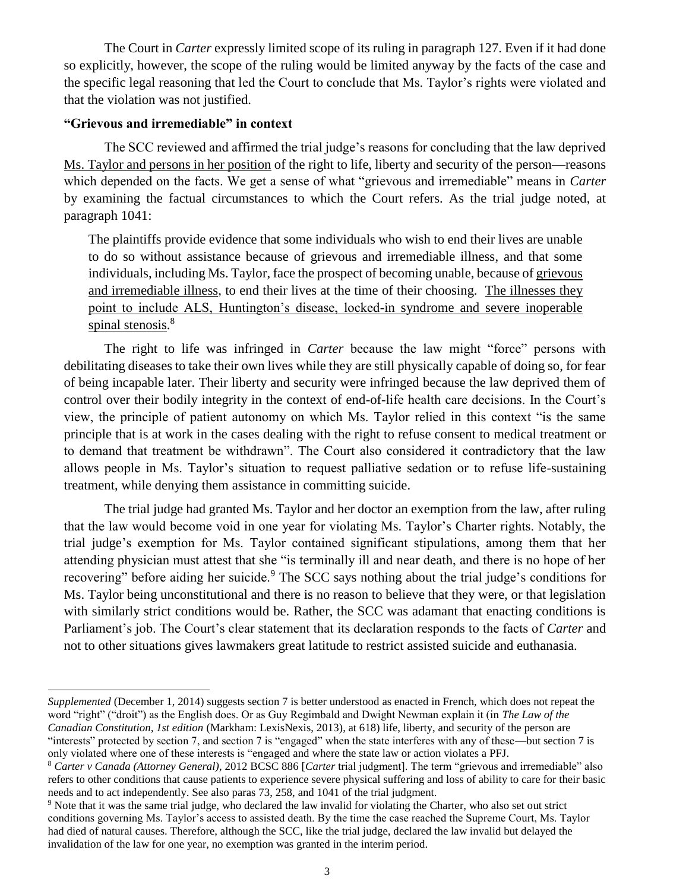The Court in *Carter* expressly limited scope of its ruling in paragraph 127. Even if it had done so explicitly, however, the scope of the ruling would be limited anyway by the facts of the case and the specific legal reasoning that led the Court to conclude that Ms. Taylor's rights were violated and that the violation was not justified.

**"Grievous and irremediable" in context**

The SCC reviewed and affirmed the trial judge's reasons for concluding that the law deprived Ms. Taylor and persons in her position of the right to life, liberty and security of the person—reasons which depended on the facts. We get a sense of what "grievous and irremediable" means in *Carter* by examining the factual circumstances to which the Court refers. As the trial judge noted, at paragraph 1041:

> The plaintiffs provide evidence that some individuals who wish to end their lives are unable to do so without assistance because of grievous and irremediable illness, and that some individuals, including Ms. Taylor, face the prospect of becoming unable, because of grievous and irremediable illness, to end their lives at the time of their choosing. The illnesses they point to include ALS, Huntington's disease, locked-in syndrome and severe inoperable spinal stenosis.[8]

The right to life was infringed in *Carter* because the law might "force" persons with debilitating diseases to take their own lives while they are still physically capable of doing so, for fear of being incapable later. Their liberty and security were infringed because the law deprived them of control over their bodily integrity in the context of end-of-life health care decisions. In the Court's view, the principle of patient autonomy on which Ms. Taylor relied in this context "is the same principle that is at work in the cases dealing with the right to refuse consent to medical treatment or to demand that treatment be withdrawn". The Court also considered it contradictory that the law allows people in Ms. Taylor's situation to request palliative sedation or to refuse life-sustaining treatment, while denying them assistance in committing suicide.

The trial judge had granted Ms. Taylor and her doctor an exemption from the law, after ruling that the law would become void in one year for violating Ms. Taylor's Charter rights. Notably, the trial judge's exemption for Ms. Taylor contained significant stipulations, among them that her attending physician must attest that she "is terminally ill and near death, and there is no hope of her recovering" before aiding her suicide.[9] The SCC says nothing about the trial judge's conditions for Ms. Taylor being unconstitutional and there is no reason to believe that they were, or that legislation with similarly strict conditions would be. Rather, the SCC was adamant that enacting conditions is Parliament's job. The Court's clear statement that its declaration responds to the facts of *Carter* and not to other situations gives lawmakers great latitude to restrict assisted suicide and euthanasia.

---

*Supplemented* (December 1, 2014) suggests section 7 is better understood as enacted in French, which does not repeat the word "right" ("droit") as the English does. Or as Guy Regimbald and Dwight Newman explain it (in *The Law of the Canadian Constitution, 1st edition* (Markham: LexisNexis, 2013), at 618) life, liberty, and security of the person are "interests" protected by section 7, and section 7 is "engaged" when the state interferes with any of these—but section 7 is only violated where one of these interests is "engaged and where the state law or action violates a PFJ.

[8] *Carter v Canada (Attorney General)*, 2012 BCSC 886 [*Carter* trial judgment]. The term "grievous and irremediable" also refers to other conditions that cause patients to experience severe physical suffering and loss of ability to care for their basic needs and to act independently. See also paras 73, 258, and 1041 of the trial judgment.

[9] Note that it was the same trial judge, who declared the law invalid for violating the Charter, who also set out strict conditions governing Ms. Taylor's access to assisted death. By the time the case reached the Supreme Court, Ms. Taylor had died of natural causes. Therefore, although the SCC, like the trial judge, declared the law invalid but delayed the invalidation of the law for one year, no exemption was granted in the interim period.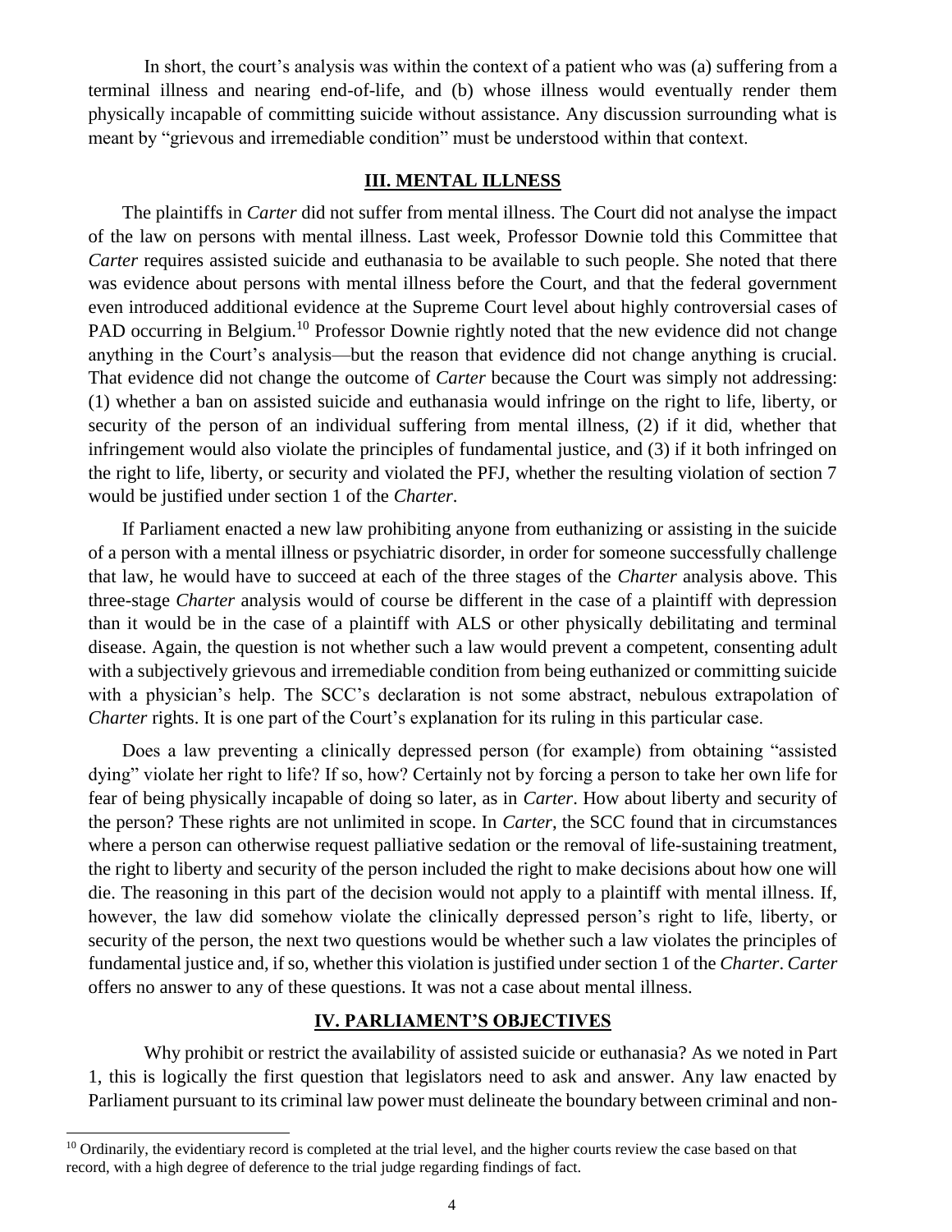In short, the court's analysis was within the context of a patient who was (a) suffering from a terminal illness and nearing end-of-life, and (b) whose illness would eventually render them physically incapable of committing suicide without assistance. Any discussion surrounding what is meant by "grievous and irremediable condition" must be understood within that context.

## III. MENTAL ILLNESS

The plaintiffs in *Carter* did not suffer from mental illness. The Court did not analyse the impact of the law on persons with mental illness. Last week, Professor Downie told this Committee that *Carter* requires assisted suicide and euthanasia to be available to such people. She noted that there was evidence about persons with mental illness before the Court, and that the federal government even introduced additional evidence at the Supreme Court level about highly controversial cases of PAD occurring in Belgium.[10] Professor Downie rightly noted that the new evidence did not change anything in the Court's analysis—but the reason that evidence did not change anything is crucial. That evidence did not change the outcome of *Carter* because the Court was simply not addressing: (1) whether a ban on assisted suicide and euthanasia would infringe on the right to life, liberty, or security of the person of an individual suffering from mental illness, (2) if it did, whether that infringement would also violate the principles of fundamental justice, and (3) if it both infringed on the right to life, liberty, or security and violated the PFJ, whether the resulting violation of section 7 would be justified under section 1 of the *Charter*.

If Parliament enacted a new law prohibiting anyone from euthanizing or assisting in the suicide of a person with a mental illness or psychiatric disorder, in order for someone successfully challenge that law, he would have to succeed at each of the three stages of the *Charter* analysis above. This three-stage *Charter* analysis would of course be different in the case of a plaintiff with depression than it would be in the case of a plaintiff with ALS or other physically debilitating and terminal disease. Again, the question is not whether such a law would prevent a competent, consenting adult with a subjectively grievous and irremediable condition from being euthanized or committing suicide with a physician's help. The SCC's declaration is not some abstract, nebulous extrapolation of *Charter* rights. It is one part of the Court's explanation for its ruling in this particular case.

Does a law preventing a clinically depressed person (for example) from obtaining "assisted dying" violate her right to life? If so, how? Certainly not by forcing a person to take her own life for fear of being physically incapable of doing so later, as in *Carter*. How about liberty and security of the person? These rights are not unlimited in scope. In *Carter*, the SCC found that in circumstances where a person can otherwise request palliative sedation or the removal of life-sustaining treatment, the right to liberty and security of the person included the right to make decisions about how one will die. The reasoning in this part of the decision would not apply to a plaintiff with mental illness. If, however, the law did somehow violate the clinically depressed person's right to life, liberty, or security of the person, the next two questions would be whether such a law violates the principles of fundamental justice and, if so, whether this violation is justified under section 1 of the *Charter*. *Carter* offers no answer to any of these questions. It was not a case about mental illness.

## IV. PARLIAMENT'S OBJECTIVES

Why prohibit or restrict the availability of assisted suicide or euthanasia? As we noted in Part 1, this is logically the first question that legislators need to ask and answer. Any law enacted by Parliament pursuant to its criminal law power must delineate the boundary between criminal and non-

[10] Ordinarily, the evidentiary record is completed at the trial level, and the higher courts review the case based on that record, with a high degree of deference to the trial judge regarding findings of fact.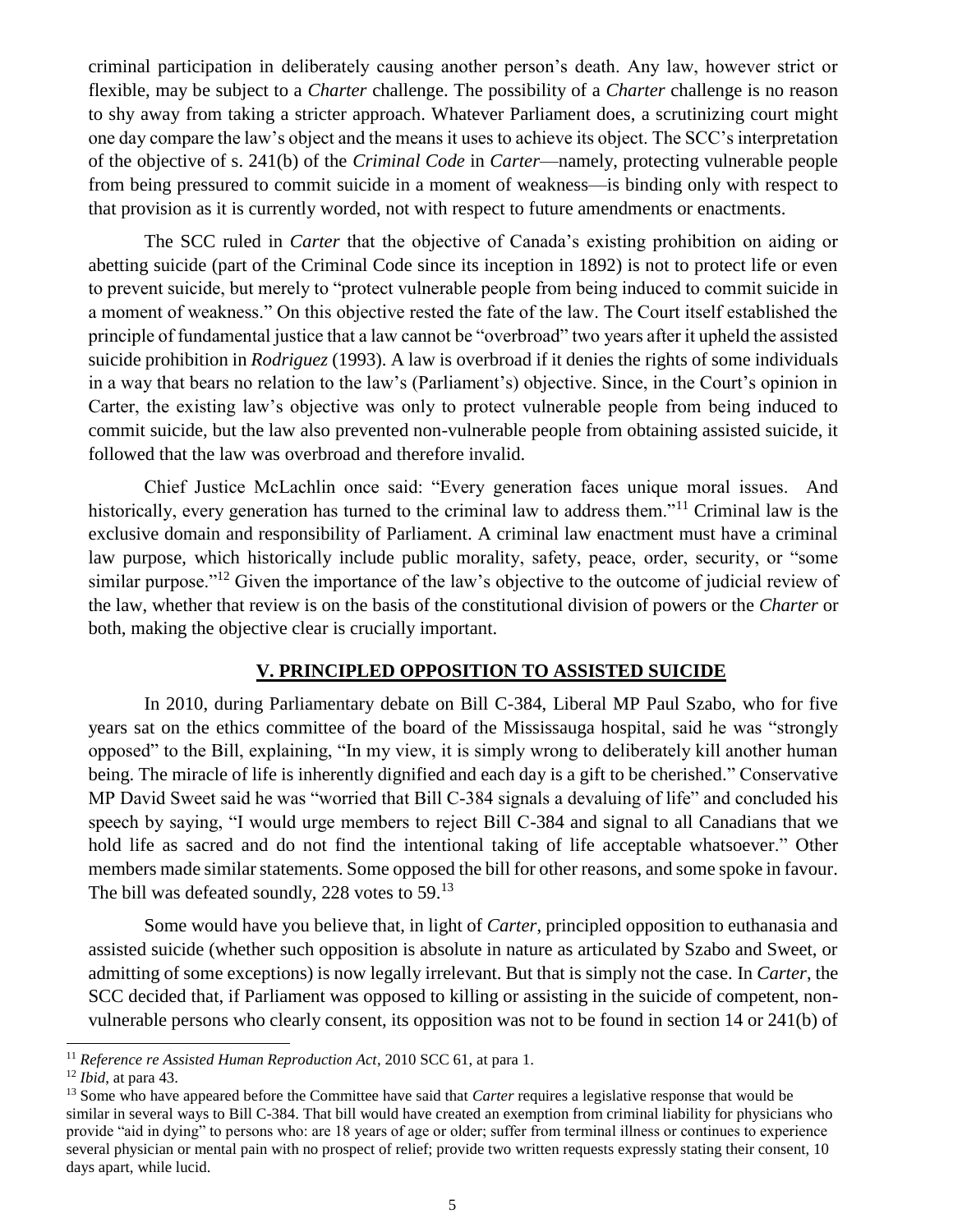criminal participation in deliberately causing another person's death. Any law, however strict or flexible, may be subject to a *Charter* challenge. The possibility of a *Charter* challenge is no reason to shy away from taking a stricter approach. Whatever Parliament does, a scrutinizing court might one day compare the law's object and the means it uses to achieve its object. The SCC's interpretation of the objective of s. 241(b) of the *Criminal Code* in *Carter*—namely, protecting vulnerable people from being pressured to commit suicide in a moment of weakness—is binding only with respect to that provision as it is currently worded, not with respect to future amendments or enactments.

The SCC ruled in *Carter* that the objective of Canada's existing prohibition on aiding or abetting suicide (part of the Criminal Code since its inception in 1892) is not to protect life or even to prevent suicide, but merely to "protect vulnerable people from being induced to commit suicide in a moment of weakness." On this objective rested the fate of the law. The Court itself established the principle of fundamental justice that a law cannot be "overbroad" two years after it upheld the assisted suicide prohibition in *Rodriguez* (1993). A law is overbroad if it denies the rights of some individuals in a way that bears no relation to the law's (Parliament's) objective. Since, in the Court's opinion in Carter, the existing law's objective was only to protect vulnerable people from being induced to commit suicide, but the law also prevented non-vulnerable people from obtaining assisted suicide, it followed that the law was overbroad and therefore invalid.

Chief Justice McLachlin once said: "Every generation faces unique moral issues. And historically, every generation has turned to the criminal law to address them."[11] Criminal law is the exclusive domain and responsibility of Parliament. A criminal law enactment must have a criminal law purpose, which historically include public morality, safety, peace, order, security, or "some similar purpose."[12] Given the importance of the law's objective to the outcome of judicial review of the law, whether that review is on the basis of the constitutional division of powers or the *Charter* or both, making the objective clear is crucially important.

## V. PRINCIPLED OPPOSITION TO ASSISTED SUICIDE

In 2010, during Parliamentary debate on Bill C-384, Liberal MP Paul Szabo, who for five years sat on the ethics committee of the board of the Mississauga hospital, said he was "strongly opposed" to the Bill, explaining, "In my view, it is simply wrong to deliberately kill another human being. The miracle of life is inherently dignified and each day is a gift to be cherished." Conservative MP David Sweet said he was "worried that Bill C-384 signals a devaluing of life" and concluded his speech by saying, "I would urge members to reject Bill C-384 and signal to all Canadians that we hold life as sacred and do not find the intentional taking of life acceptable whatsoever." Other members made similar statements. Some opposed the bill for other reasons, and some spoke in favour. The bill was defeated soundly, 228 votes to 59.[13]

Some would have you believe that, in light of *Carter*, principled opposition to euthanasia and assisted suicide (whether such opposition is absolute in nature as articulated by Szabo and Sweet, or admitting of some exceptions) is now legally irrelevant. But that is simply not the case. In *Carter*, the SCC decided that, if Parliament was opposed to killing or assisting in the suicide of competent, non-vulnerable persons who clearly consent, its opposition was not to be found in section 14 or 241(b) of

---

[11] *Reference re Assisted Human Reproduction Act*, 2010 SCC 61, at para 1.

[12] *Ibid*, at para 43.

[13] Some who have appeared before the Committee have said that *Carter* requires a legislative response that would be similar in several ways to Bill C-384. That bill would have created an exemption from criminal liability for physicians who provide "aid in dying" to persons who: are 18 years of age or older; suffer from terminal illness or continues to experience several physician or mental pain with no prospect of relief; provide two written requests expressly stating their consent, 10 days apart, while lucid.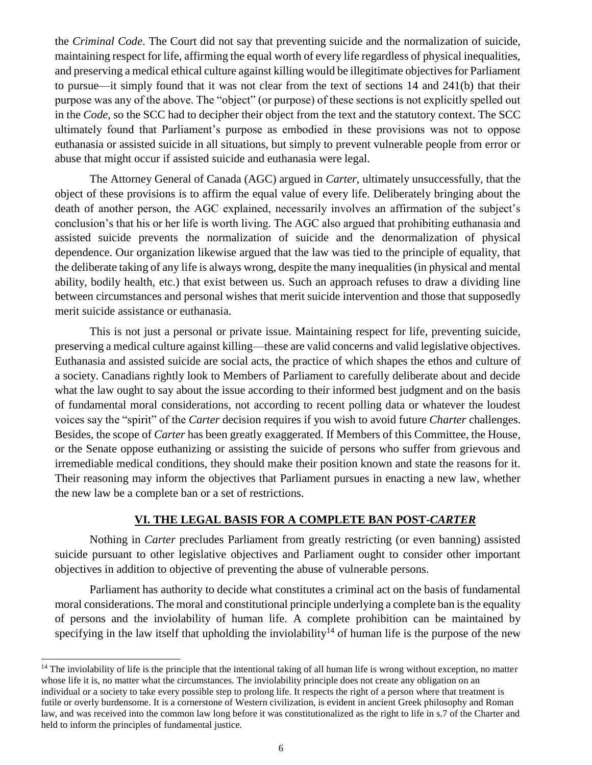the *Criminal Code*. The Court did not say that preventing suicide and the normalization of suicide, maintaining respect for life, affirming the equal worth of every life regardless of physical inequalities, and preserving a medical ethical culture against killing would be illegitimate objectives for Parliament to pursue—it simply found that it was not clear from the text of sections 14 and 241(b) that their purpose was any of the above. The "object" (or purpose) of these sections is not explicitly spelled out in the *Code*, so the SCC had to decipher their object from the text and the statutory context. The SCC ultimately found that Parliament's purpose as embodied in these provisions was not to oppose euthanasia or assisted suicide in all situations, but simply to prevent vulnerable people from error or abuse that might occur if assisted suicide and euthanasia were legal.

The Attorney General of Canada (AGC) argued in *Carter*, ultimately unsuccessfully, that the object of these provisions is to affirm the equal value of every life. Deliberately bringing about the death of another person, the AGC explained, necessarily involves an affirmation of the subject's conclusion's that his or her life is worth living. The AGC also argued that prohibiting euthanasia and assisted suicide prevents the normalization of suicide and the denormalization of physical dependence. Our organization likewise argued that the law was tied to the principle of equality, that the deliberate taking of any life is always wrong, despite the many inequalities (in physical and mental ability, bodily health, etc.) that exist between us. Such an approach refuses to draw a dividing line between circumstances and personal wishes that merit suicide intervention and those that supposedly merit suicide assistance or euthanasia.

This is not just a personal or private issue. Maintaining respect for life, preventing suicide, preserving a medical culture against killing—these are valid concerns and valid legislative objectives. Euthanasia and assisted suicide are social acts, the practice of which shapes the ethos and culture of a society. Canadians rightly look to Members of Parliament to carefully deliberate about and decide what the law ought to say about the issue according to their informed best judgment and on the basis of fundamental moral considerations, not according to recent polling data or whatever the loudest voices say the "spirit" of the *Carter* decision requires if you wish to avoid future *Charter* challenges. Besides, the scope of *Carter* has been greatly exaggerated. If Members of this Committee, the House, or the Senate oppose euthanizing or assisting the suicide of persons who suffer from grievous and irremediable medical conditions, they should make their position known and state the reasons for it. Their reasoning may inform the objectives that Parliament pursues in enacting a new law, whether the new law be a complete ban or a set of restrictions.

## VI. THE LEGAL BASIS FOR A COMPLETE BAN POST-*CARTER*

Nothing in *Carter* precludes Parliament from greatly restricting (or even banning) assisted suicide pursuant to other legislative objectives and Parliament ought to consider other important objectives in addition to objective of preventing the abuse of vulnerable persons.

Parliament has authority to decide what constitutes a criminal act on the basis of fundamental moral considerations. The moral and constitutional principle underlying a complete ban is the equality of persons and the inviolability of human life. A complete prohibition can be maintained by specifying in the law itself that upholding the inviolability[14] of human life is the purpose of the new

[14] The inviolability of life is the principle that the intentional taking of all human life is wrong without exception, no matter whose life it is, no matter what the circumstances. The inviolability principle does not create any obligation on an individual or a society to take every possible step to prolong life. It respects the right of a person where that treatment is futile or overly burdensome. It is a cornerstone of Western civilization, is evident in ancient Greek philosophy and Roman law, and was received into the common law long before it was constitutionalized as the right to life in s.7 of the Charter and held to inform the principles of fundamental justice.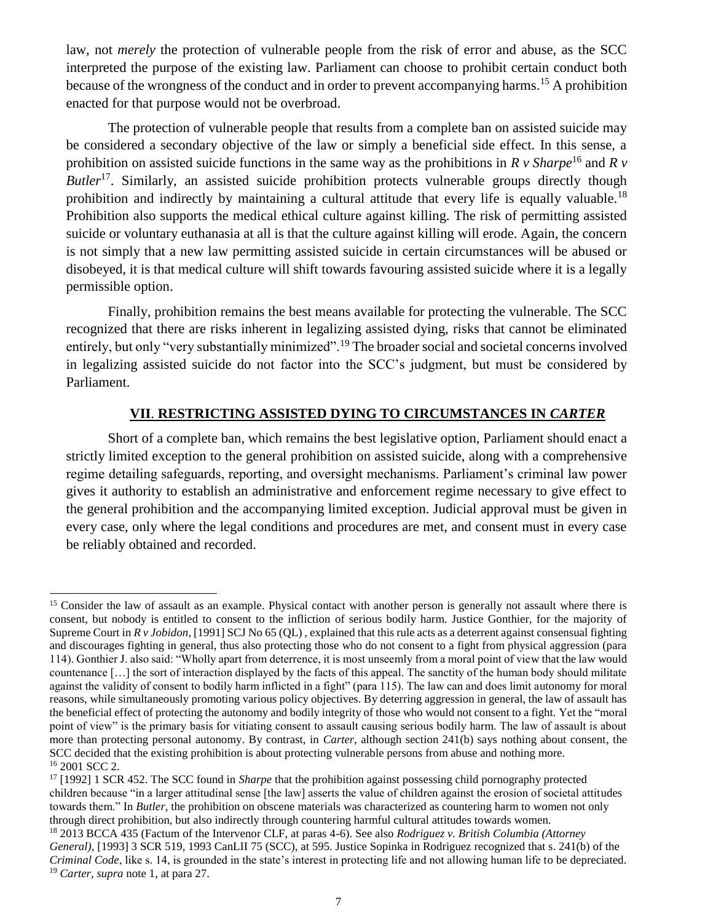law, not *merely* the protection of vulnerable people from the risk of error and abuse, as the SCC interpreted the purpose of the existing law. Parliament can choose to prohibit certain conduct both because of the wrongness of the conduct and in order to prevent accompanying harms.[15] A prohibition enacted for that purpose would not be overbroad.

The protection of vulnerable people that results from a complete ban on assisted suicide may be considered a secondary objective of the law or simply a beneficial side effect. In this sense, a prohibition on assisted suicide functions in the same way as the prohibitions in *R v Sharpe*[16] and *R v Butler*[17]. Similarly, an assisted suicide prohibition protects vulnerable groups directly though prohibition and indirectly by maintaining a cultural attitude that every life is equally valuable.[18] Prohibition also supports the medical ethical culture against killing. The risk of permitting assisted suicide or voluntary euthanasia at all is that the culture against killing will erode. Again, the concern is not simply that a new law permitting assisted suicide in certain circumstances will be abused or disobeyed, it is that medical culture will shift towards favouring assisted suicide where it is a legally permissible option.

Finally, prohibition remains the best means available for protecting the vulnerable. The SCC recognized that there are risks inherent in legalizing assisted dying, risks that cannot be eliminated entirely, but only "very substantially minimized".[19] The broader social and societal concerns involved in legalizing assisted suicide do not factor into the SCC's judgment, but must be considered by Parliament.

## VII. RESTRICTING ASSISTED DYING TO CIRCUMSTANCES IN *CARTER*

Short of a complete ban, which remains the best legislative option, Parliament should enact a strictly limited exception to the general prohibition on assisted suicide, along with a comprehensive regime detailing safeguards, reporting, and oversight mechanisms. Parliament's criminal law power gives it authority to establish an administrative and enforcement regime necessary to give effect to the general prohibition and the accompanying limited exception. Judicial approval must be given in every case, only where the legal conditions and procedures are met, and consent must in every case be reliably obtained and recorded.

---

[15] Consider the law of assault as an example. Physical contact with another person is generally not assault where there is consent, but nobody is entitled to consent to the infliction of serious bodily harm. Justice Gonthier, for the majority of Supreme Court in *R v Jobidon*, [1991] SCJ No 65 (QL) , explained that this rule acts as a deterrent against consensual fighting and discourages fighting in general, thus also protecting those who do not consent to a fight from physical aggression (para 114). Gonthier J. also said: "Wholly apart from deterrence, it is most unseemly from a moral point of view that the law would countenance […] the sort of interaction displayed by the facts of this appeal. The sanctity of the human body should militate against the validity of consent to bodily harm inflicted in a fight" (para 115). The law can and does limit autonomy for moral reasons, while simultaneously promoting various policy objectives. By deterring aggression in general, the law of assault has the beneficial effect of protecting the autonomy and bodily integrity of those who would not consent to a fight. Yet the "moral point of view" is the primary basis for vitiating consent to assault causing serious bodily harm. The law of assault is about more than protecting personal autonomy. By contrast, in *Carter*, although section 241(b) says nothing about consent, the SCC decided that the existing prohibition is about protecting vulnerable persons from abuse and nothing more.

[16] 2001 SCC 2.

[17] [1992] 1 SCR 452. The SCC found in *Sharpe* that the prohibition against possessing child pornography protected children because "in a larger attitudinal sense [the law] asserts the value of children against the erosion of societal attitudes towards them." In *Butler*, the prohibition on obscene materials was characterized as countering harm to women not only through direct prohibition, but also indirectly through countering harmful cultural attitudes towards women.

[18] 2013 BCCA 435 (Factum of the Intervenor CLF, at paras 4-6). See also *Rodriguez v. British Columbia (Attorney General)*, [1993] 3 SCR 519, 1993 CanLII 75 (SCC), at 595. Justice Sopinka in Rodriguez recognized that s. 241(b) of the *Criminal Code*, like s. 14, is grounded in the state's interest in protecting life and not allowing human life to be depreciated.

[19] *Carter*, *supra* note 1, at para 27.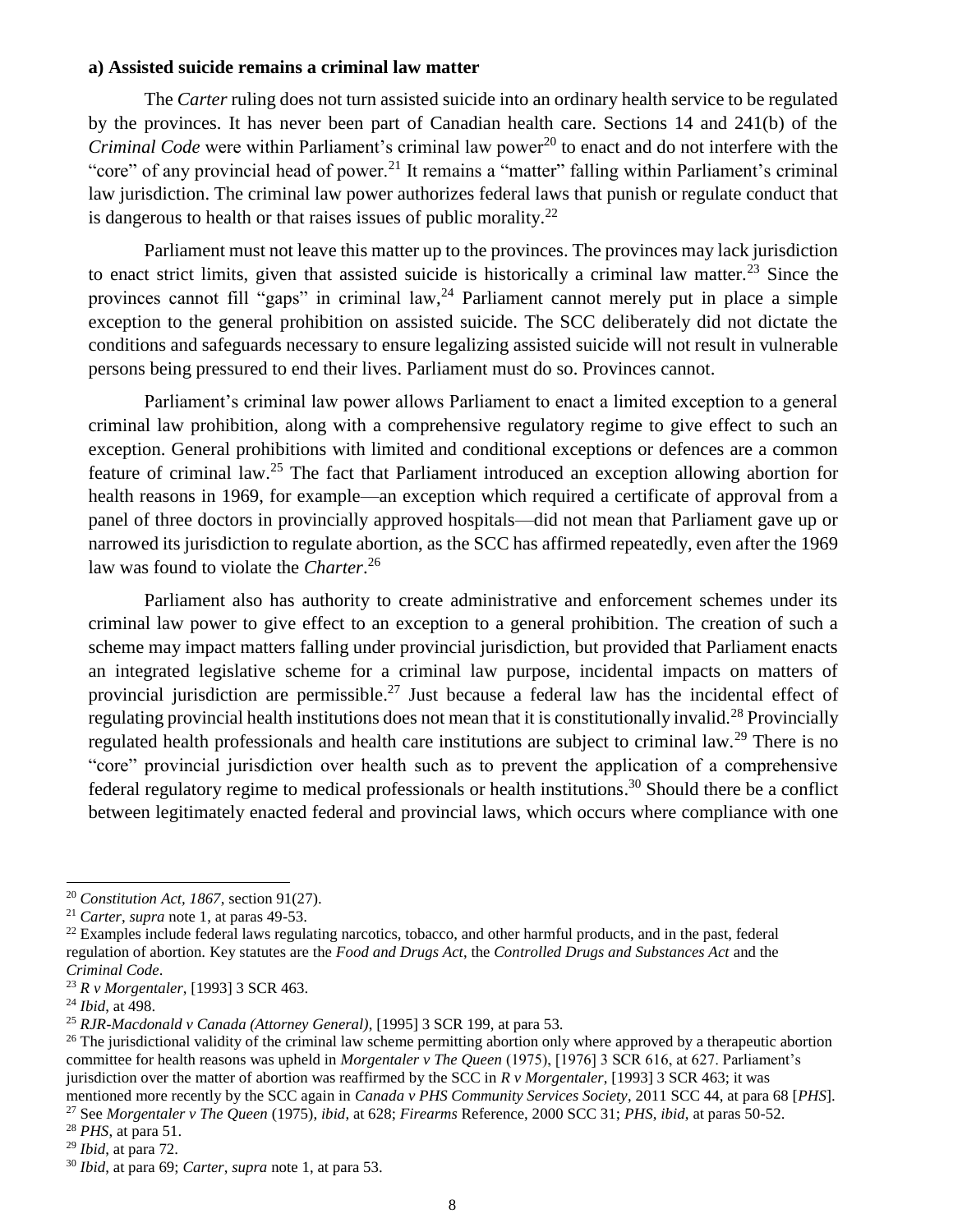**a) Assisted suicide remains a criminal law matter**

The *Carter* ruling does not turn assisted suicide into an ordinary health service to be regulated by the provinces. It has never been part of Canadian health care. Sections 14 and 241(b) of the *Criminal Code* were within Parliament's criminal law power[20] to enact and do not interfere with the "core" of any provincial head of power.[21] It remains a "matter" falling within Parliament's criminal law jurisdiction. The criminal law power authorizes federal laws that punish or regulate conduct that is dangerous to health or that raises issues of public morality.[22]

Parliament must not leave this matter up to the provinces. The provinces may lack jurisdiction to enact strict limits, given that assisted suicide is historically a criminal law matter.[23] Since the provinces cannot fill "gaps" in criminal law,[24] Parliament cannot merely put in place a simple exception to the general prohibition on assisted suicide. The SCC deliberately did not dictate the conditions and safeguards necessary to ensure legalizing assisted suicide will not result in vulnerable persons being pressured to end their lives. Parliament must do so. Provinces cannot.

Parliament's criminal law power allows Parliament to enact a limited exception to a general criminal law prohibition, along with a comprehensive regulatory regime to give effect to such an exception. General prohibitions with limited and conditional exceptions or defences are a common feature of criminal law.[25] The fact that Parliament introduced an exception allowing abortion for health reasons in 1969, for example—an exception which required a certificate of approval from a panel of three doctors in provincially approved hospitals—did not mean that Parliament gave up or narrowed its jurisdiction to regulate abortion, as the SCC has affirmed repeatedly, even after the 1969 law was found to violate the *Charter*.[26]

Parliament also has authority to create administrative and enforcement schemes under its criminal law power to give effect to an exception to a general prohibition. The creation of such a scheme may impact matters falling under provincial jurisdiction, but provided that Parliament enacts an integrated legislative scheme for a criminal law purpose, incidental impacts on matters of provincial jurisdiction are permissible.[27] Just because a federal law has the incidental effect of regulating provincial health institutions does not mean that it is constitutionally invalid.[28] Provincially regulated health professionals and health care institutions are subject to criminal law.[29] There is no "core" provincial jurisdiction over health such as to prevent the application of a comprehensive federal regulatory regime to medical professionals or health institutions.[30] Should there be a conflict between legitimately enacted federal and provincial laws, which occurs where compliance with one

---

[20] *Constitution Act, 1867*, section 91(27).

[21] *Carter*, *supra* note 1, at paras 49-53.

[22] Examples include federal laws regulating narcotics, tobacco, and other harmful products, and in the past, federal regulation of abortion. Key statutes are the *Food and Drugs Act*, the *Controlled Drugs and Substances Act* and the *Criminal Code*.

[23] *R v Morgentaler*, [1993] 3 SCR 463.

[24] *Ibid*, at 498.

[25] *RJR-Macdonald v Canada (Attorney General)*, [1995] 3 SCR 199, at para 53.

[26] The jurisdictional validity of the criminal law scheme permitting abortion only where approved by a therapeutic abortion committee for health reasons was upheld in *Morgentaler v The Queen* (1975), [1976] 3 SCR 616, at 627. Parliament's jurisdiction over the matter of abortion was reaffirmed by the SCC in *R v Morgentaler*, [1993] 3 SCR 463; it was mentioned more recently by the SCC again in *Canada v PHS Community Services Society*, 2011 SCC 44, at para 68 [*PHS*].

[27] See *Morgentaler v The Queen* (1975), *ibid*, at 628; *Firearms* Reference, 2000 SCC 31; *PHS*, *ibid*, at paras 50-52.

[28] *PHS*, at para 51.

[29] *Ibid*, at para 72.

[30] *Ibid*, at para 69; *Carter*, *supra* note 1, at para 53.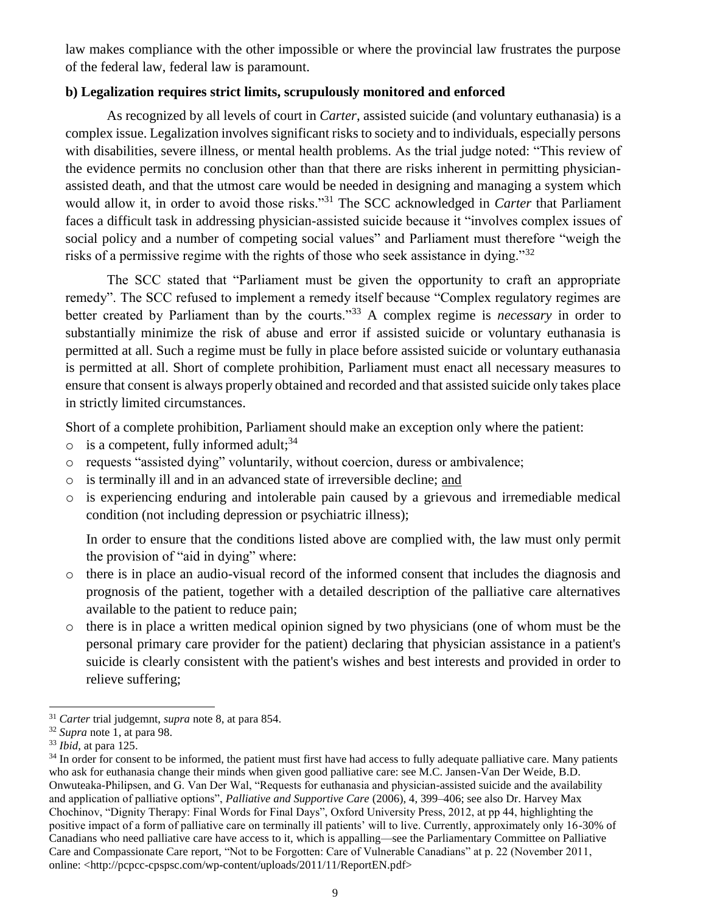law makes compliance with the other impossible or where the provincial law frustrates the purpose of the federal law, federal law is paramount.

**b) Legalization requires strict limits, scrupulously monitored and enforced**

As recognized by all levels of court in *Carter*, assisted suicide (and voluntary euthanasia) is a complex issue. Legalization involves significant risks to society and to individuals, especially persons with disabilities, severe illness, or mental health problems. As the trial judge noted: "This review of the evidence permits no conclusion other than that there are risks inherent in permitting physician-assisted death, and that the utmost care would be needed in designing and managing a system which would allow it, in order to avoid those risks."[31] The SCC acknowledged in *Carter* that Parliament faces a difficult task in addressing physician-assisted suicide because it "involves complex issues of social policy and a number of competing social values" and Parliament must therefore "weigh the risks of a permissive regime with the rights of those who seek assistance in dying."[32]

The SCC stated that "Parliament must be given the opportunity to craft an appropriate remedy". The SCC refused to implement a remedy itself because "Complex regulatory regimes are better created by Parliament than by the courts."[33] A complex regime is *necessary* in order to substantially minimize the risk of abuse and error if assisted suicide or voluntary euthanasia is permitted at all. Such a regime must be fully in place before assisted suicide or voluntary euthanasia is permitted at all. Short of complete prohibition, Parliament must enact all necessary measures to ensure that consent is always properly obtained and recorded and that assisted suicide only takes place in strictly limited circumstances.

Short of a complete prohibition, Parliament should make an exception only where the patient:

- is a competent, fully informed adult;[34]
- requests "assisted dying" voluntarily, without coercion, duress or ambivalence;
- is terminally ill and in an advanced state of irreversible decline; <u>and</u>
- is experiencing enduring and intolerable pain caused by a grievous and irremediable medical condition (not including depression or psychiatric illness);

In order to ensure that the conditions listed above are complied with, the law must only permit the provision of "aid in dying" where:

- there is in place an audio-visual record of the informed consent that includes the diagnosis and prognosis of the patient, together with a detailed description of the palliative care alternatives available to the patient to reduce pain;
- there is in place a written medical opinion signed by two physicians (one of whom must be the personal primary care provider for the patient) declaring that physician assistance in a patient's suicide is clearly consistent with the patient's wishes and best interests and provided in order to relieve suffering;

---

[31] *Carter* trial judgemnt, *supra* note 8, at para 854.

[32] *Supra* note 1, at para 98.

[33] *Ibid*, at para 125.

[34] In order for consent to be informed, the patient must first have had access to fully adequate palliative care. Many patients who ask for euthanasia change their minds when given good palliative care: see M.C. Jansen-Van Der Weide, B.D. Onwuteaka-Philipsen, and G. Van Der Wal, "Requests for euthanasia and physician-assisted suicide and the availability and application of palliative options", *Palliative and Supportive Care* (2006), 4, 399–406; see also Dr. Harvey Max Chochinov, "Dignity Therapy: Final Words for Final Days", Oxford University Press, 2012, at pp 44, highlighting the positive impact of a form of palliative care on terminally ill patients' will to live. Currently, approximately only 16-30% of Canadians who need palliative care have access to it, which is appalling—see the Parliamentary Committee on Palliative Care and Compassionate Care report, "Not to be Forgotten: Care of Vulnerable Canadians" at p. 22 (November 2011, online: <http://pcpcc-cpspsc.com/wp-content/uploads/2011/11/ReportEN.pdf>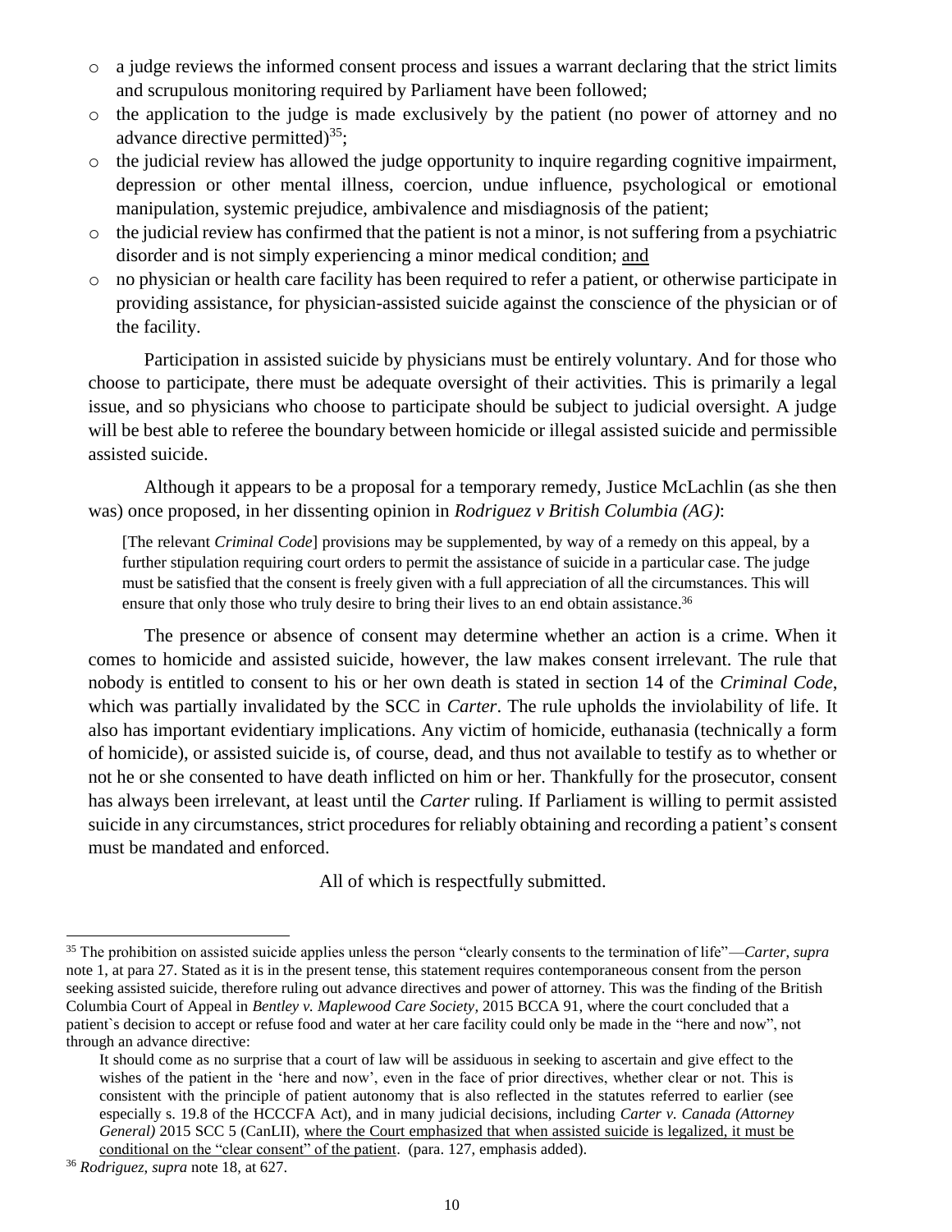- a judge reviews the informed consent process and issues a warrant declaring that the strict limits and scrupulous monitoring required by Parliament have been followed;
- the application to the judge is made exclusively by the patient (no power of attorney and no advance directive permitted)[35];
- the judicial review has allowed the judge opportunity to inquire regarding cognitive impairment, depression or other mental illness, coercion, undue influence, psychological or emotional manipulation, systemic prejudice, ambivalence and misdiagnosis of the patient;
- the judicial review has confirmed that the patient is not a minor, is not suffering from a psychiatric disorder and is not simply experiencing a minor medical condition; <u>and</u>
- no physician or health care facility has been required to refer a patient, or otherwise participate in providing assistance, for physician-assisted suicide against the conscience of the physician or of the facility.

Participation in assisted suicide by physicians must be entirely voluntary. And for those who choose to participate, there must be adequate oversight of their activities. This is primarily a legal issue, and so physicians who choose to participate should be subject to judicial oversight. A judge will be best able to referee the boundary between homicide or illegal assisted suicide and permissible assisted suicide.

Although it appears to be a proposal for a temporary remedy, Justice McLachlin (as she then was) once proposed, in her dissenting opinion in *Rodriguez v British Columbia (AG)*:

> [The relevant *Criminal Code*] provisions may be supplemented, by way of a remedy on this appeal, by a further stipulation requiring court orders to permit the assistance of suicide in a particular case. The judge must be satisfied that the consent is freely given with a full appreciation of all the circumstances. This will ensure that only those who truly desire to bring their lives to an end obtain assistance.[36]

The presence or absence of consent may determine whether an action is a crime. When it comes to homicide and assisted suicide, however, the law makes consent irrelevant. The rule that nobody is entitled to consent to his or her own death is stated in section 14 of the *Criminal Code*, which was partially invalidated by the SCC in *Carter*. The rule upholds the inviolability of life. It also has important evidentiary implications. Any victim of homicide, euthanasia (technically a form of homicide), or assisted suicide is, of course, dead, and thus not available to testify as to whether or not he or she consented to have death inflicted on him or her. Thankfully for the prosecutor, consent has always been irrelevant, at least until the *Carter* ruling. If Parliament is willing to permit assisted suicide in any circumstances, strict procedures for reliably obtaining and recording a patient's consent must be mandated and enforced.

All of which is respectfully submitted.

---

[35] The prohibition on assisted suicide applies unless the person "clearly consents to the termination of life"—*Carter, supra* note 1, at para 27. Stated as it is in the present tense, this statement requires contemporaneous consent from the person seeking assisted suicide, therefore ruling out advance directives and power of attorney. This was the finding of the British Columbia Court of Appeal in *Bentley v. Maplewood Care Society*, 2015 BCCA 91, where the court concluded that a patient`s decision to accept or refuse food and water at her care facility could only be made in the "here and now", not through an advance directive:

> It should come as no surprise that a court of law will be assiduous in seeking to ascertain and give effect to the wishes of the patient in the 'here and now', even in the face of prior directives, whether clear or not. This is consistent with the principle of patient autonomy that is also reflected in the statutes referred to earlier (see especially s. 19.8 of the HCCCFA Act), and in many judicial decisions, including *Carter v. Canada (Attorney General)* 2015 SCC 5 (CanLII), <u>where the Court emphasized that when assisted suicide is legalized, it must be conditional on the "clear consent" of the patient</u>. (para. 127, emphasis added).

[36] *Rodriguez, supra* note 18, at 627.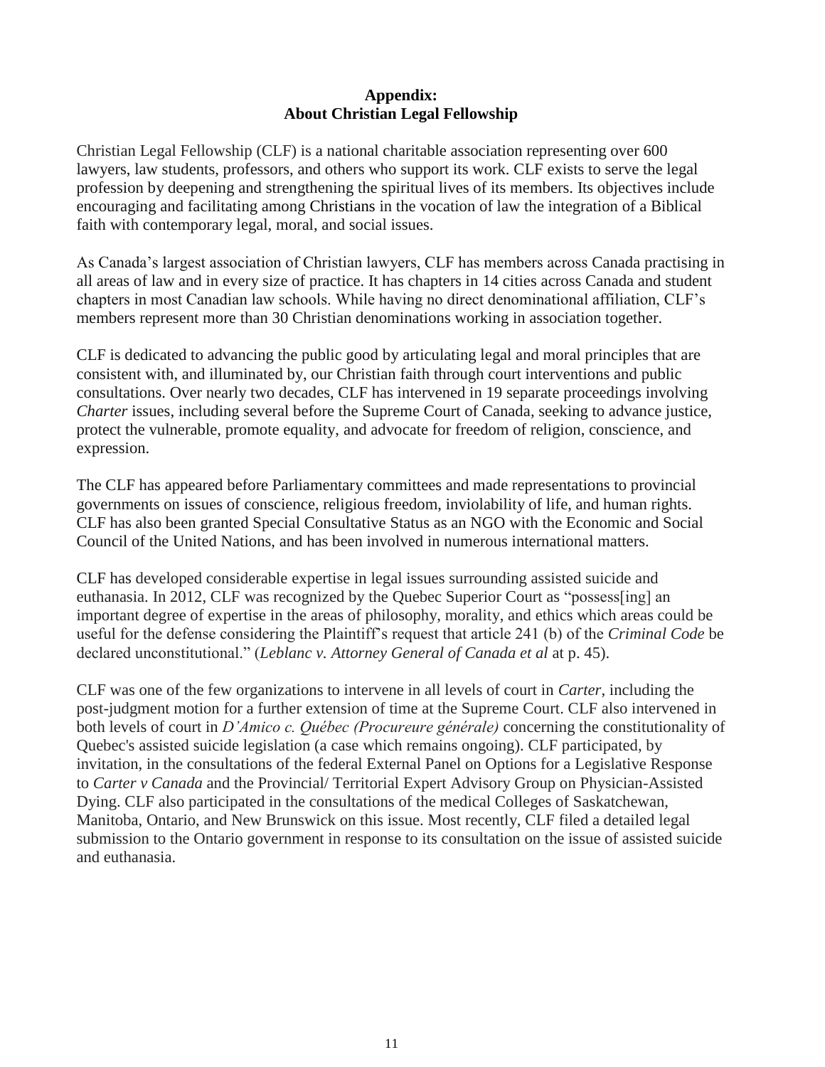## Appendix:
## About Christian Legal Fellowship

Christian Legal Fellowship (CLF) is a national charitable association representing over 600 lawyers, law students, professors, and others who support its work. CLF exists to serve the legal profession by deepening and strengthening the spiritual lives of its members. Its objectives include encouraging and facilitating among Christians in the vocation of law the integration of a Biblical faith with contemporary legal, moral, and social issues.

As Canada's largest association of Christian lawyers, CLF has members across Canada practising in all areas of law and in every size of practice. It has chapters in 14 cities across Canada and student chapters in most Canadian law schools. While having no direct denominational affiliation, CLF's members represent more than 30 Christian denominations working in association together.

CLF is dedicated to advancing the public good by articulating legal and moral principles that are consistent with, and illuminated by, our Christian faith through court interventions and public consultations. Over nearly two decades, CLF has intervened in 19 separate proceedings involving *Charter* issues, including several before the Supreme Court of Canada, seeking to advance justice, protect the vulnerable, promote equality, and advocate for freedom of religion, conscience, and expression.

The CLF has appeared before Parliamentary committees and made representations to provincial governments on issues of conscience, religious freedom, inviolability of life, and human rights. CLF has also been granted Special Consultative Status as an NGO with the Economic and Social Council of the United Nations, and has been involved in numerous international matters.

CLF has developed considerable expertise in legal issues surrounding assisted suicide and euthanasia. In 2012, CLF was recognized by the Quebec Superior Court as "possess[ing] an important degree of expertise in the areas of philosophy, morality, and ethics which areas could be useful for the defense considering the Plaintiff's request that article 241 (b) of the *Criminal Code* be declared unconstitutional." (*Leblanc v. Attorney General of Canada et al* at p. 45).

CLF was one of the few organizations to intervene in all levels of court in *Carter*, including the post-judgment motion for a further extension of time at the Supreme Court. CLF also intervened in both levels of court in *D'Amico c. Québec (Procureure générale)* concerning the constitutionality of Quebec's assisted suicide legislation (a case which remains ongoing). CLF participated, by invitation, in the consultations of the federal External Panel on Options for a Legislative Response to *Carter v Canada* and the Provincial/ Territorial Expert Advisory Group on Physician-Assisted Dying. CLF also participated in the consultations of the medical Colleges of Saskatchewan, Manitoba, Ontario, and New Brunswick on this issue. Most recently, CLF filed a detailed legal submission to the Ontario government in response to its consultation on the issue of assisted suicide and euthanasia.